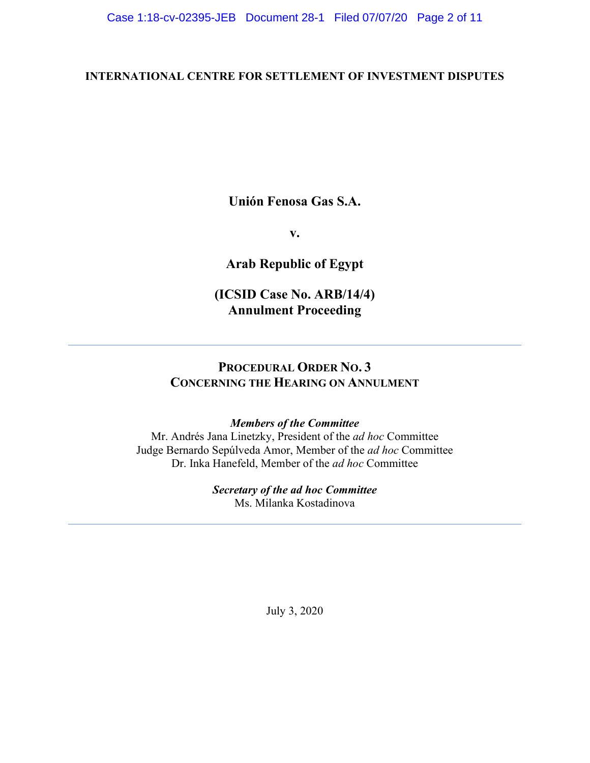**INTERNATIONAL CENTRE FOR SETTLEMENT OF INVESTMENT DISPUTES**

**Unión Fenosa Gas S.A.**

**v.**

**Arab Republic of Egypt**

**(ICSID Case No. ARB/14/4)**
**Annulment Proceeding**

---

## PROCEDURAL ORDER NO. 3
## CONCERNING THE HEARING ON ANNULMENT

***Members of the Committee***
Mr. Andrés Jana Linetzky, President of the *ad hoc* Committee
Judge Bernardo Sepúlveda Amor, Member of the *ad hoc* Committee
Dr. Inka Hanefeld, Member of the *ad hoc* Committee

***Secretary of the ad hoc Committee***
Ms. Milanka Kostadinova

---

July 3, 2020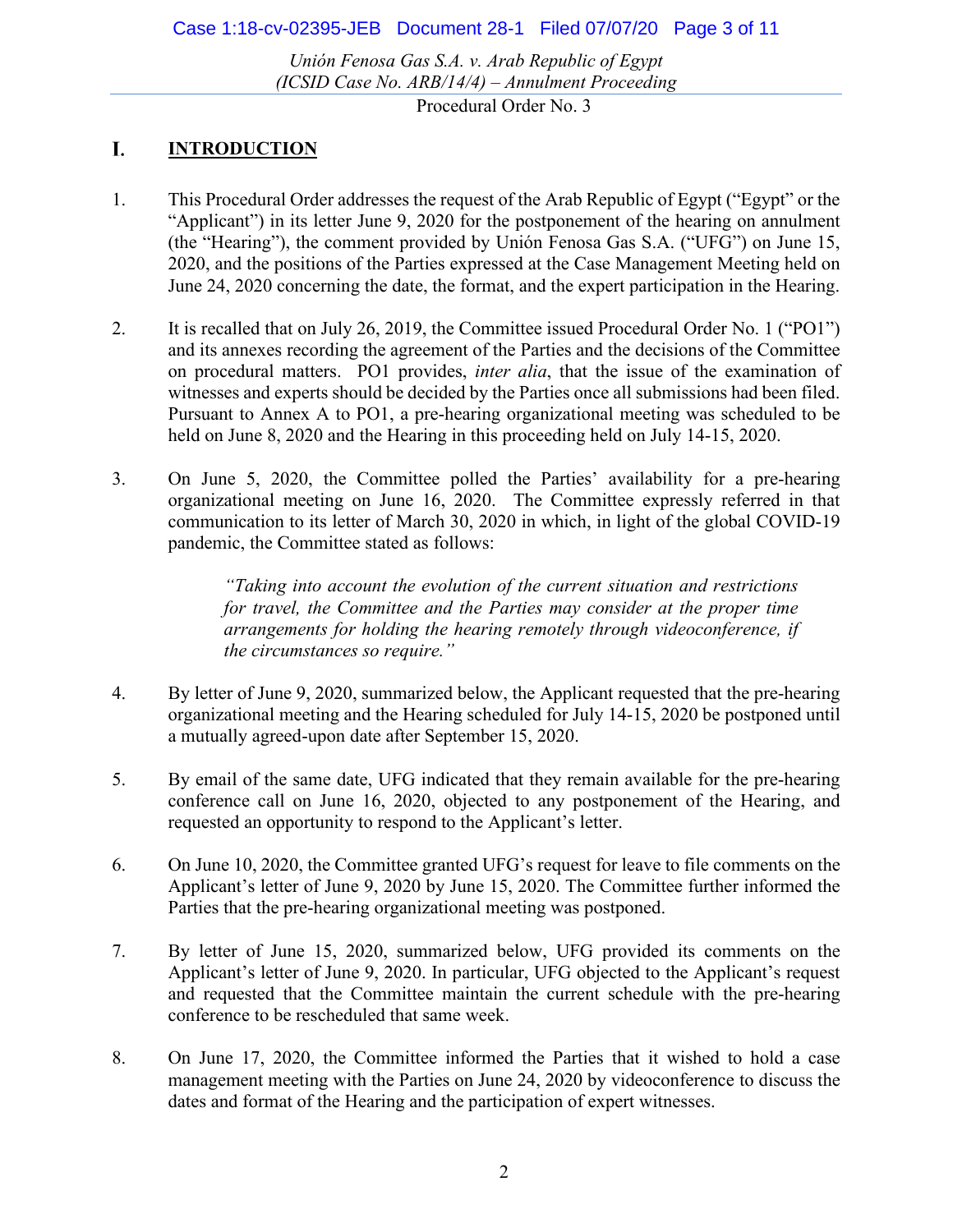## I. INTRODUCTION

1. This Procedural Order addresses the request of the Arab Republic of Egypt ("Egypt" or the "Applicant") in its letter June 9, 2020 for the postponement of the hearing on annulment (the "Hearing"), the comment provided by Unión Fenosa Gas S.A. ("UFG") on June 15, 2020, and the positions of the Parties expressed at the Case Management Meeting held on June 24, 2020 concerning the date, the format, and the expert participation in the Hearing.

2. It is recalled that on July 26, 2019, the Committee issued Procedural Order No. 1 ("PO1") and its annexes recording the agreement of the Parties and the decisions of the Committee on procedural matters. PO1 provides, *inter alia*, that the issue of the examination of witnesses and experts should be decided by the Parties once all submissions had been filed. Pursuant to Annex A to PO1, a pre-hearing organizational meeting was scheduled to be held on June 8, 2020 and the Hearing in this proceeding held on July 14-15, 2020.

3. On June 5, 2020, the Committee polled the Parties' availability for a pre-hearing organizational meeting on June 16, 2020. The Committee expressly referred in that communication to its letter of March 30, 2020 in which, in light of the global COVID-19 pandemic, the Committee stated as follows:

> *"Taking into account the evolution of the current situation and restrictions for travel, the Committee and the Parties may consider at the proper time arrangements for holding the hearing remotely through videoconference, if the circumstances so require."*

4. By letter of June 9, 2020, summarized below, the Applicant requested that the pre-hearing organizational meeting and the Hearing scheduled for July 14-15, 2020 be postponed until a mutually agreed-upon date after September 15, 2020.

5. By email of the same date, UFG indicated that they remain available for the pre-hearing conference call on June 16, 2020, objected to any postponement of the Hearing, and requested an opportunity to respond to the Applicant's letter.

6. On June 10, 2020, the Committee granted UFG's request for leave to file comments on the Applicant's letter of June 9, 2020 by June 15, 2020. The Committee further informed the Parties that the pre-hearing organizational meeting was postponed.

7. By letter of June 15, 2020, summarized below, UFG provided its comments on the Applicant's letter of June 9, 2020. In particular, UFG objected to the Applicant's request and requested that the Committee maintain the current schedule with the pre-hearing conference to be rescheduled that same week.

8. On June 17, 2020, the Committee informed the Parties that it wished to hold a case management meeting with the Parties on June 24, 2020 by videoconference to discuss the dates and format of the Hearing and the participation of expert witnesses.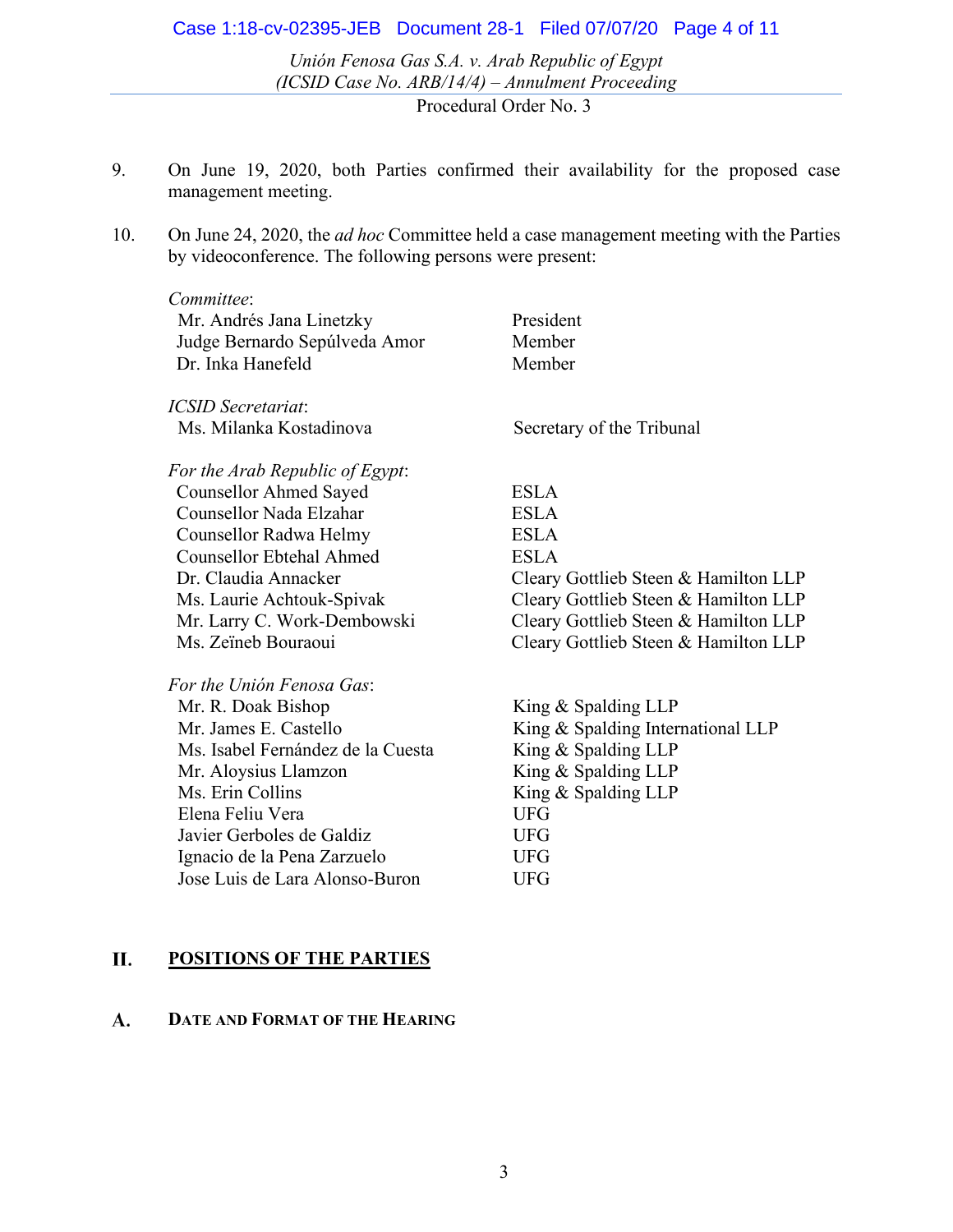9. On June 19, 2020, both Parties confirmed their availability for the proposed case management meeting.

10. On June 24, 2020, the *ad hoc* Committee held a case management meeting with the Parties by videoconference. The following persons were present:

*Committee*:

| | |
|---|---|
| Mr. Andrés Jana Linetzky | President |
| Judge Bernardo Sepúlveda Amor | Member |
| Dr. Inka Hanefeld | Member |

*ICSID Secretariat*:

| | |
|---|---|
| Ms. Milanka Kostadinova | Secretary of the Tribunal |

*For the Arab Republic of Egypt*:

| | |
|---|---|
| Counsellor Ahmed Sayed | ESLA |
| Counsellor Nada Elzahar | ESLA |
| Counsellor Radwa Helmy | ESLA |
| Counsellor Ebtehal Ahmed | ESLA |
| Dr. Claudia Annacker | Cleary Gottlieb Steen & Hamilton LLP |
| Ms. Laurie Achtouk-Spivak | Cleary Gottlieb Steen & Hamilton LLP |
| Mr. Larry C. Work-Dembowski | Cleary Gottlieb Steen & Hamilton LLP |
| Ms. Zeïneb Bouraoui | Cleary Gottlieb Steen & Hamilton LLP |

*For the Unión Fenosa Gas*:

| | |
|---|---|
| Mr. R. Doak Bishop | King & Spalding LLP |
| Mr. James E. Castello | King & Spalding International LLP |
| Ms. Isabel Fernández de la Cuesta | King & Spalding LLP |
| Mr. Aloysius Llamzon | King & Spalding LLP |
| Ms. Erin Collins | King & Spalding LLP |
| Elena Feliu Vera | UFG |
| Javier Gerboles de Galdiz | UFG |
| Ignacio de la Pena Zarzuelo | UFG |
| Jose Luis de Lara Alonso-Buron | UFG |

## II. POSITIONS OF THE PARTIES

### A. Date and Format of the Hearing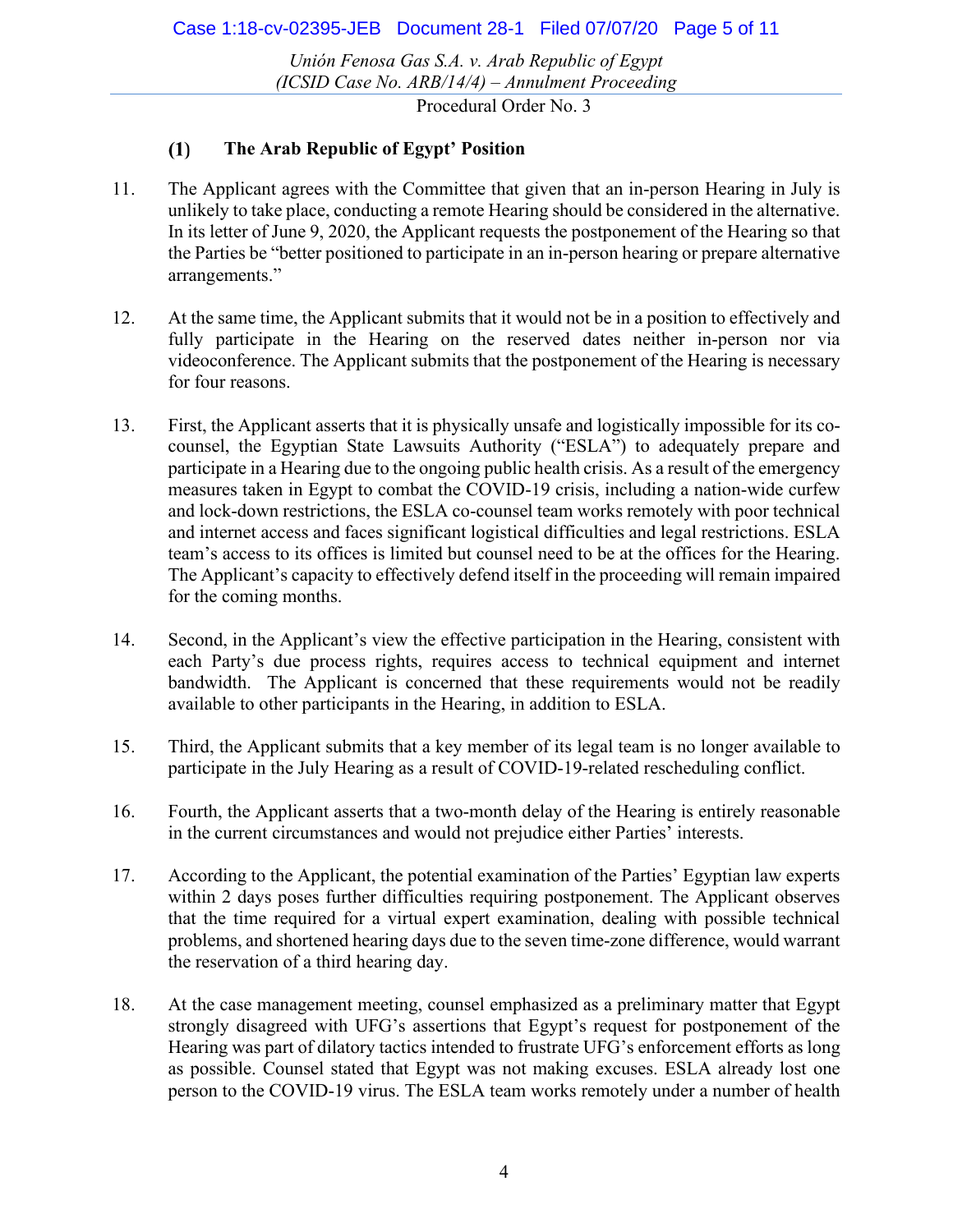### (1) The Arab Republic of Egypt' Position

11. The Applicant agrees with the Committee that given that an in-person Hearing in July is unlikely to take place, conducting a remote Hearing should be considered in the alternative. In its letter of June 9, 2020, the Applicant requests the postponement of the Hearing so that the Parties be "better positioned to participate in an in-person hearing or prepare alternative arrangements."

12. At the same time, the Applicant submits that it would not be in a position to effectively and fully participate in the Hearing on the reserved dates neither in-person nor via videoconference. The Applicant submits that the postponement of the Hearing is necessary for four reasons.

13. First, the Applicant asserts that it is physically unsafe and logistically impossible for its co-counsel, the Egyptian State Lawsuits Authority ("ESLA") to adequately prepare and participate in a Hearing due to the ongoing public health crisis. As a result of the emergency measures taken in Egypt to combat the COVID-19 crisis, including a nation-wide curfew and lock-down restrictions, the ESLA co-counsel team works remotely with poor technical and internet access and faces significant logistical difficulties and legal restrictions. ESLA team's access to its offices is limited but counsel need to be at the offices for the Hearing. The Applicant's capacity to effectively defend itself in the proceeding will remain impaired for the coming months.

14. Second, in the Applicant's view the effective participation in the Hearing, consistent with each Party's due process rights, requires access to technical equipment and internet bandwidth. The Applicant is concerned that these requirements would not be readily available to other participants in the Hearing, in addition to ESLA.

15. Third, the Applicant submits that a key member of its legal team is no longer available to participate in the July Hearing as a result of COVID-19-related rescheduling conflict.

16. Fourth, the Applicant asserts that a two-month delay of the Hearing is entirely reasonable in the current circumstances and would not prejudice either Parties' interests.

17. According to the Applicant, the potential examination of the Parties' Egyptian law experts within 2 days poses further difficulties requiring postponement. The Applicant observes that the time required for a virtual expert examination, dealing with possible technical problems, and shortened hearing days due to the seven time-zone difference, would warrant the reservation of a third hearing day.

18. At the case management meeting, counsel emphasized as a preliminary matter that Egypt strongly disagreed with UFG's assertions that Egypt's request for postponement of the Hearing was part of dilatory tactics intended to frustrate UFG's enforcement efforts as long as possible. Counsel stated that Egypt was not making excuses. ESLA already lost one person to the COVID-19 virus. The ESLA team works remotely under a number of health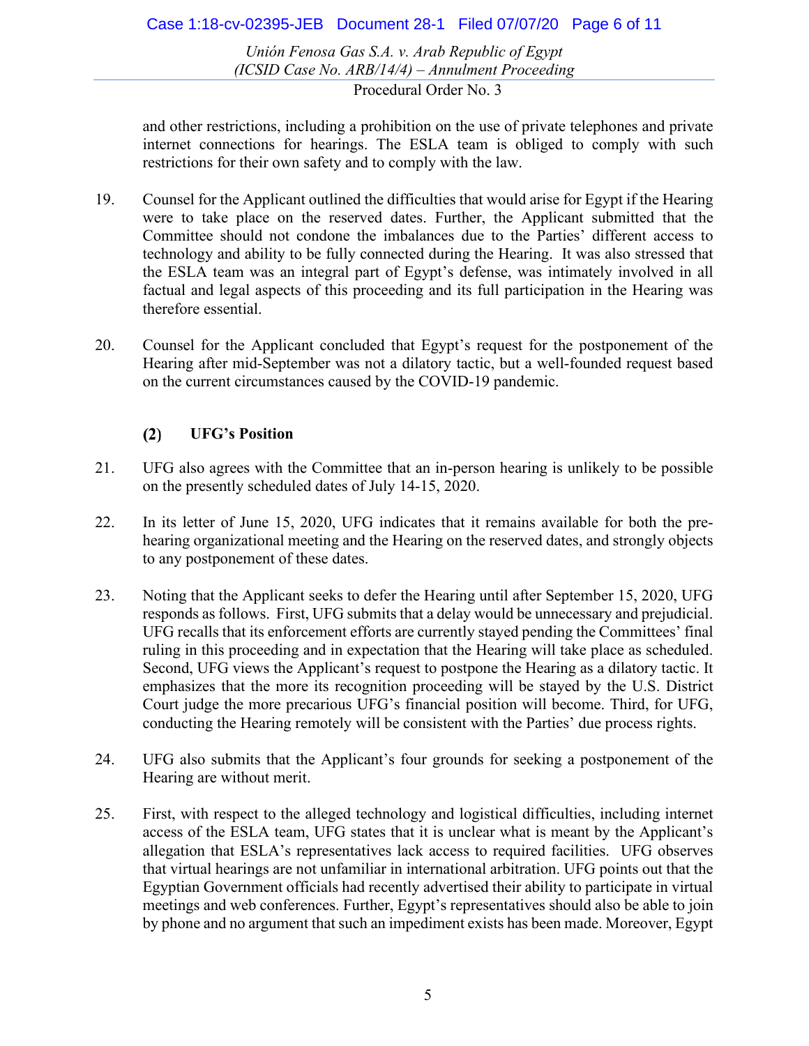and other restrictions, including a prohibition on the use of private telephones and private internet connections for hearings. The ESLA team is obliged to comply with such restrictions for their own safety and to comply with the law.

19. Counsel for the Applicant outlined the difficulties that would arise for Egypt if the Hearing were to take place on the reserved dates. Further, the Applicant submitted that the Committee should not condone the imbalances due to the Parties' different access to technology and ability to be fully connected during the Hearing. It was also stressed that the ESLA team was an integral part of Egypt's defense, was intimately involved in all factual and legal aspects of this proceeding and its full participation in the Hearing was therefore essential.

20. Counsel for the Applicant concluded that Egypt's request for the postponement of the Hearing after mid-September was not a dilatory tactic, but a well-founded request based on the current circumstances caused by the COVID-19 pandemic.

### (2) UFG's Position

21. UFG also agrees with the Committee that an in-person hearing is unlikely to be possible on the presently scheduled dates of July 14-15, 2020.

22. In its letter of June 15, 2020, UFG indicates that it remains available for both the pre-hearing organizational meeting and the Hearing on the reserved dates, and strongly objects to any postponement of these dates.

23. Noting that the Applicant seeks to defer the Hearing until after September 15, 2020, UFG responds as follows. First, UFG submits that a delay would be unnecessary and prejudicial. UFG recalls that its enforcement efforts are currently stayed pending the Committees' final ruling in this proceeding and in expectation that the Hearing will take place as scheduled. Second, UFG views the Applicant's request to postpone the Hearing as a dilatory tactic. It emphasizes that the more its recognition proceeding will be stayed by the U.S. District Court judge the more precarious UFG's financial position will become. Third, for UFG, conducting the Hearing remotely will be consistent with the Parties' due process rights.

24. UFG also submits that the Applicant's four grounds for seeking a postponement of the Hearing are without merit.

25. First, with respect to the alleged technology and logistical difficulties, including internet access of the ESLA team, UFG states that it is unclear what is meant by the Applicant's allegation that ESLA's representatives lack access to required facilities. UFG observes that virtual hearings are not unfamiliar in international arbitration. UFG points out that the Egyptian Government officials had recently advertised their ability to participate in virtual meetings and web conferences. Further, Egypt's representatives should also be able to join by phone and no argument that such an impediment exists has been made. Moreover, Egypt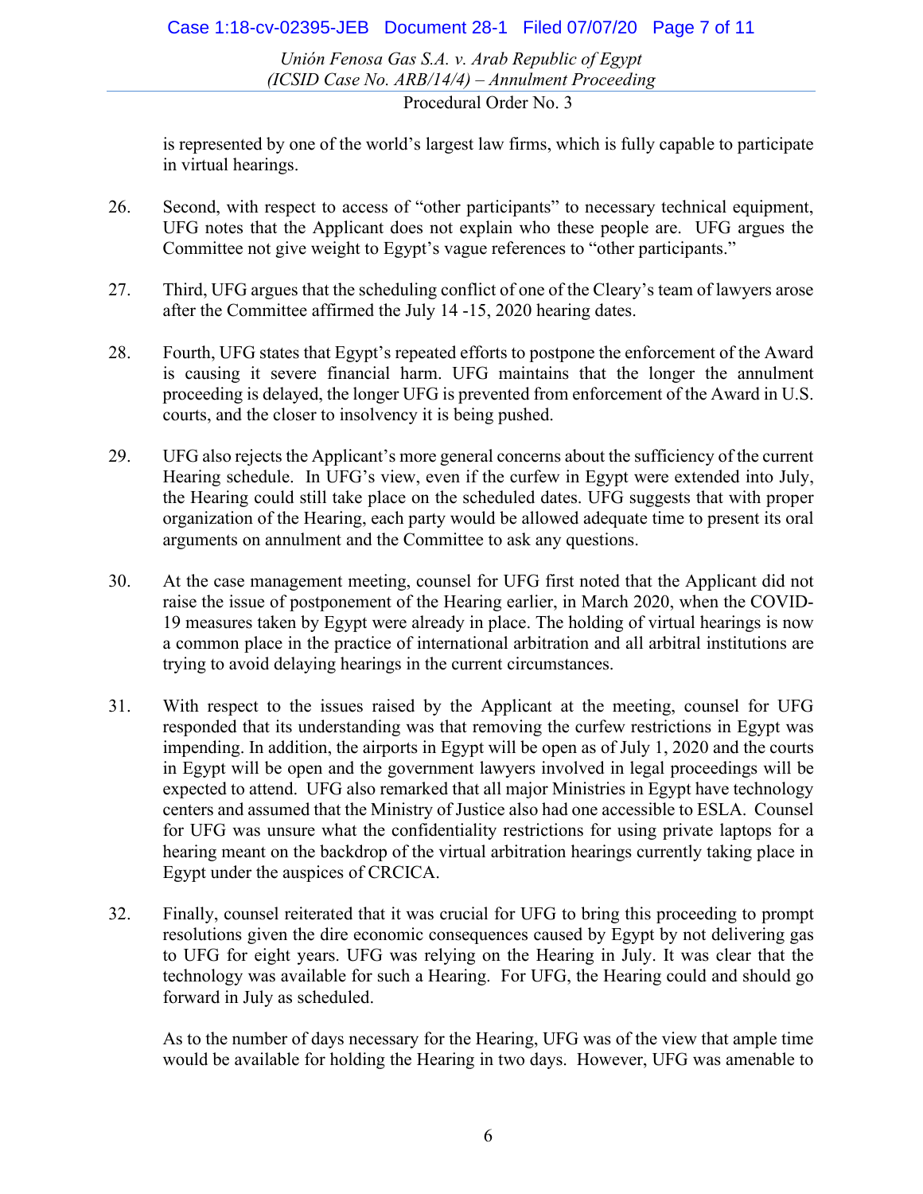is represented by one of the world's largest law firms, which is fully capable to participate in virtual hearings.

26. Second, with respect to access of "other participants" to necessary technical equipment, UFG notes that the Applicant does not explain who these people are. UFG argues the Committee not give weight to Egypt's vague references to "other participants."

27. Third, UFG argues that the scheduling conflict of one of the Cleary's team of lawyers arose after the Committee affirmed the July 14 -15, 2020 hearing dates.

28. Fourth, UFG states that Egypt's repeated efforts to postpone the enforcement of the Award is causing it severe financial harm. UFG maintains that the longer the annulment proceeding is delayed, the longer UFG is prevented from enforcement of the Award in U.S. courts, and the closer to insolvency it is being pushed.

29. UFG also rejects the Applicant's more general concerns about the sufficiency of the current Hearing schedule. In UFG's view, even if the curfew in Egypt were extended into July, the Hearing could still take place on the scheduled dates. UFG suggests that with proper organization of the Hearing, each party would be allowed adequate time to present its oral arguments on annulment and the Committee to ask any questions.

30. At the case management meeting, counsel for UFG first noted that the Applicant did not raise the issue of postponement of the Hearing earlier, in March 2020, when the COVID-19 measures taken by Egypt were already in place. The holding of virtual hearings is now a common place in the practice of international arbitration and all arbitral institutions are trying to avoid delaying hearings in the current circumstances.

31. With respect to the issues raised by the Applicant at the meeting, counsel for UFG responded that its understanding was that removing the curfew restrictions in Egypt was impending. In addition, the airports in Egypt will be open as of July 1, 2020 and the courts in Egypt will be open and the government lawyers involved in legal proceedings will be expected to attend. UFG also remarked that all major Ministries in Egypt have technology centers and assumed that the Ministry of Justice also had one accessible to ESLA. Counsel for UFG was unsure what the confidentiality restrictions for using private laptops for a hearing meant on the backdrop of the virtual arbitration hearings currently taking place in Egypt under the auspices of CRCICA.

32. Finally, counsel reiterated that it was crucial for UFG to bring this proceeding to prompt resolutions given the dire economic consequences caused by Egypt by not delivering gas to UFG for eight years. UFG was relying on the Hearing in July. It was clear that the technology was available for such a Hearing. For UFG, the Hearing could and should go forward in July as scheduled.

As to the number of days necessary for the Hearing, UFG was of the view that ample time would be available for holding the Hearing in two days. However, UFG was amenable to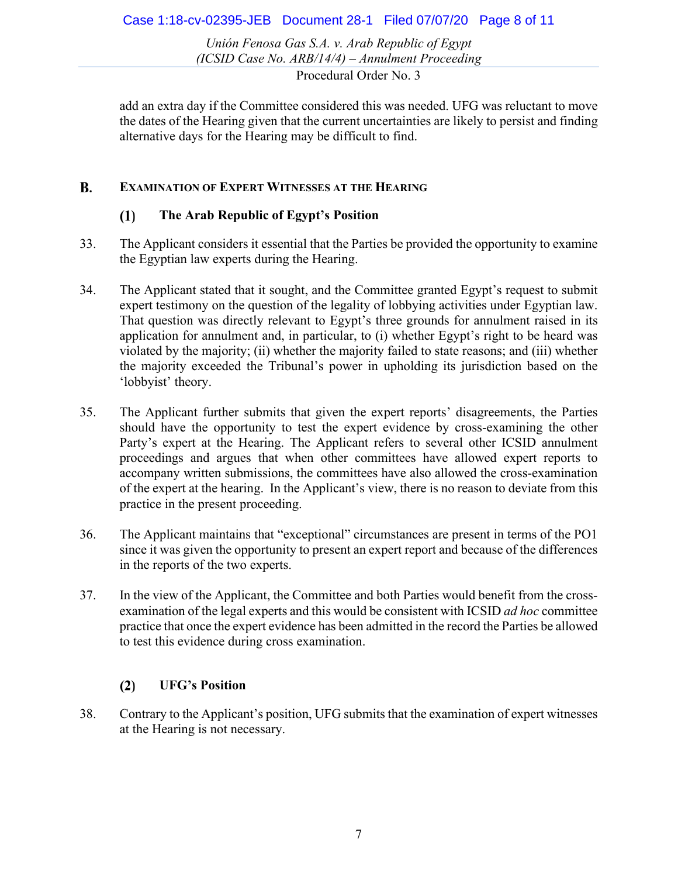add an extra day if the Committee considered this was needed. UFG was reluctant to move the dates of the Hearing given that the current uncertainties are likely to persist and finding alternative days for the Hearing may be difficult to find.

## B. Examination of Expert Witnesses at the Hearing

### (1) The Arab Republic of Egypt's Position

33. The Applicant considers it essential that the Parties be provided the opportunity to examine the Egyptian law experts during the Hearing.

34. The Applicant stated that it sought, and the Committee granted Egypt's request to submit expert testimony on the question of the legality of lobbying activities under Egyptian law. That question was directly relevant to Egypt's three grounds for annulment raised in its application for annulment and, in particular, to (i) whether Egypt's right to be heard was violated by the majority; (ii) whether the majority failed to state reasons; and (iii) whether the majority exceeded the Tribunal's power in upholding its jurisdiction based on the 'lobbyist' theory.

35. The Applicant further submits that given the expert reports' disagreements, the Parties should have the opportunity to test the expert evidence by cross-examining the other Party's expert at the Hearing. The Applicant refers to several other ICSID annulment proceedings and argues that when other committees have allowed expert reports to accompany written submissions, the committees have also allowed the cross-examination of the expert at the hearing. In the Applicant's view, there is no reason to deviate from this practice in the present proceeding.

36. The Applicant maintains that "exceptional" circumstances are present in terms of the PO1 since it was given the opportunity to present an expert report and because of the differences in the reports of the two experts.

37. In the view of the Applicant, the Committee and both Parties would benefit from the cross-examination of the legal experts and this would be consistent with ICSID *ad hoc* committee practice that once the expert evidence has been admitted in the record the Parties be allowed to test this evidence during cross examination.

### (2) UFG's Position

38. Contrary to the Applicant's position, UFG submits that the examination of expert witnesses at the Hearing is not necessary.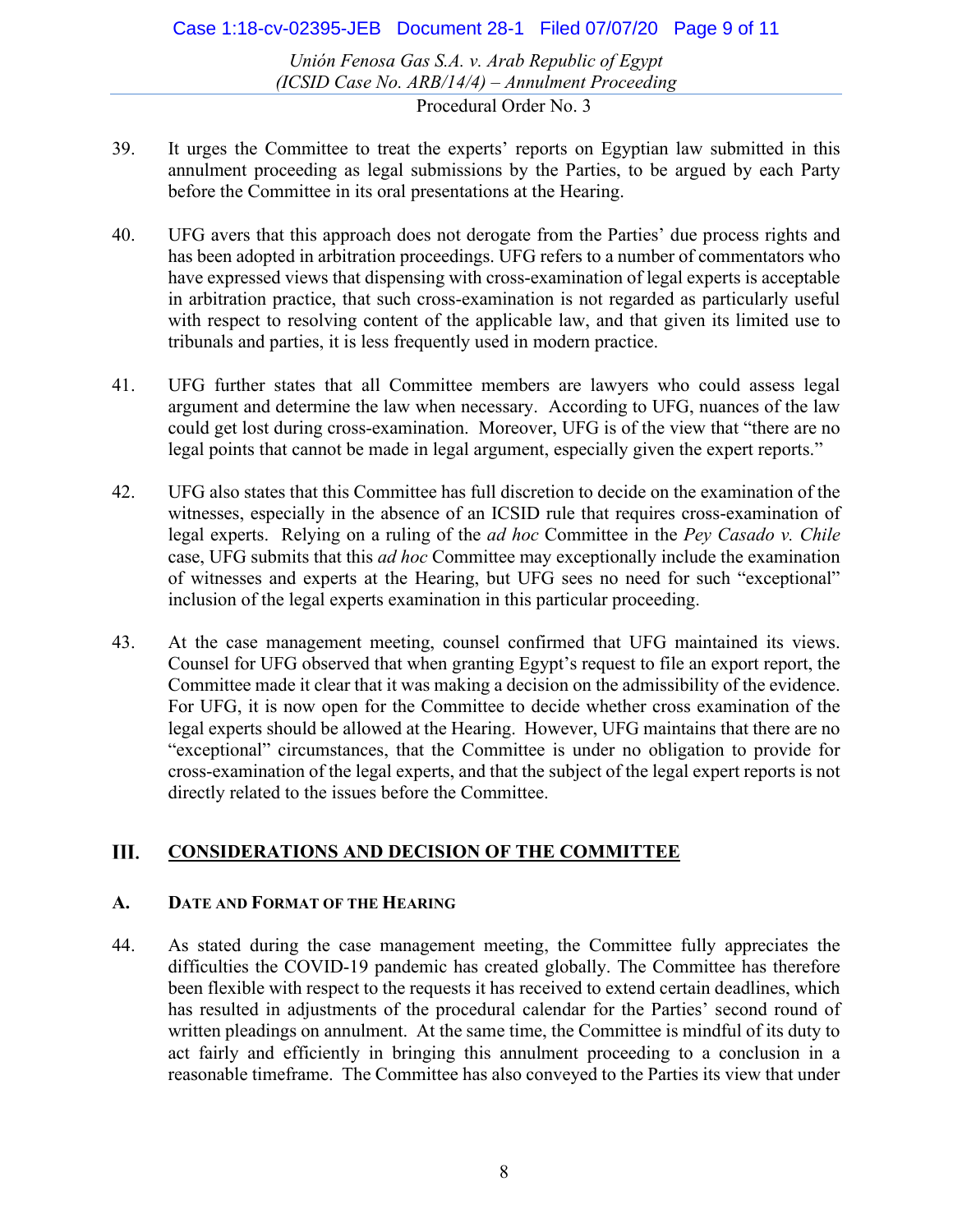39. It urges the Committee to treat the experts' reports on Egyptian law submitted in this annulment proceeding as legal submissions by the Parties, to be argued by each Party before the Committee in its oral presentations at the Hearing.

40. UFG avers that this approach does not derogate from the Parties' due process rights and has been adopted in arbitration proceedings. UFG refers to a number of commentators who have expressed views that dispensing with cross-examination of legal experts is acceptable in arbitration practice, that such cross-examination is not regarded as particularly useful with respect to resolving content of the applicable law, and that given its limited use to tribunals and parties, it is less frequently used in modern practice.

41. UFG further states that all Committee members are lawyers who could assess legal argument and determine the law when necessary. According to UFG, nuances of the law could get lost during cross-examination. Moreover, UFG is of the view that "there are no legal points that cannot be made in legal argument, especially given the expert reports."

42. UFG also states that this Committee has full discretion to decide on the examination of the witnesses, especially in the absence of an ICSID rule that requires cross-examination of legal experts. Relying on a ruling of the *ad hoc* Committee in the *Pey Casado v. Chile* case, UFG submits that this *ad hoc* Committee may exceptionally include the examination of witnesses and experts at the Hearing, but UFG sees no need for such "exceptional" inclusion of the legal experts examination in this particular proceeding.

43. At the case management meeting, counsel confirmed that UFG maintained its views. Counsel for UFG observed that when granting Egypt's request to file an export report, the Committee made it clear that it was making a decision on the admissibility of the evidence. For UFG, it is now open for the Committee to decide whether cross examination of the legal experts should be allowed at the Hearing. However, UFG maintains that there are no "exceptional" circumstances, that the Committee is under no obligation to provide for cross-examination of the legal experts, and that the subject of the legal expert reports is not directly related to the issues before the Committee.

## III. CONSIDERATIONS AND DECISION OF THE COMMITTEE

### A. Date and Format of the Hearing

44. As stated during the case management meeting, the Committee fully appreciates the difficulties the COVID-19 pandemic has created globally. The Committee has therefore been flexible with respect to the requests it has received to extend certain deadlines, which has resulted in adjustments of the procedural calendar for the Parties' second round of written pleadings on annulment. At the same time, the Committee is mindful of its duty to act fairly and efficiently in bringing this annulment proceeding to a conclusion in a reasonable timeframe. The Committee has also conveyed to the Parties its view that under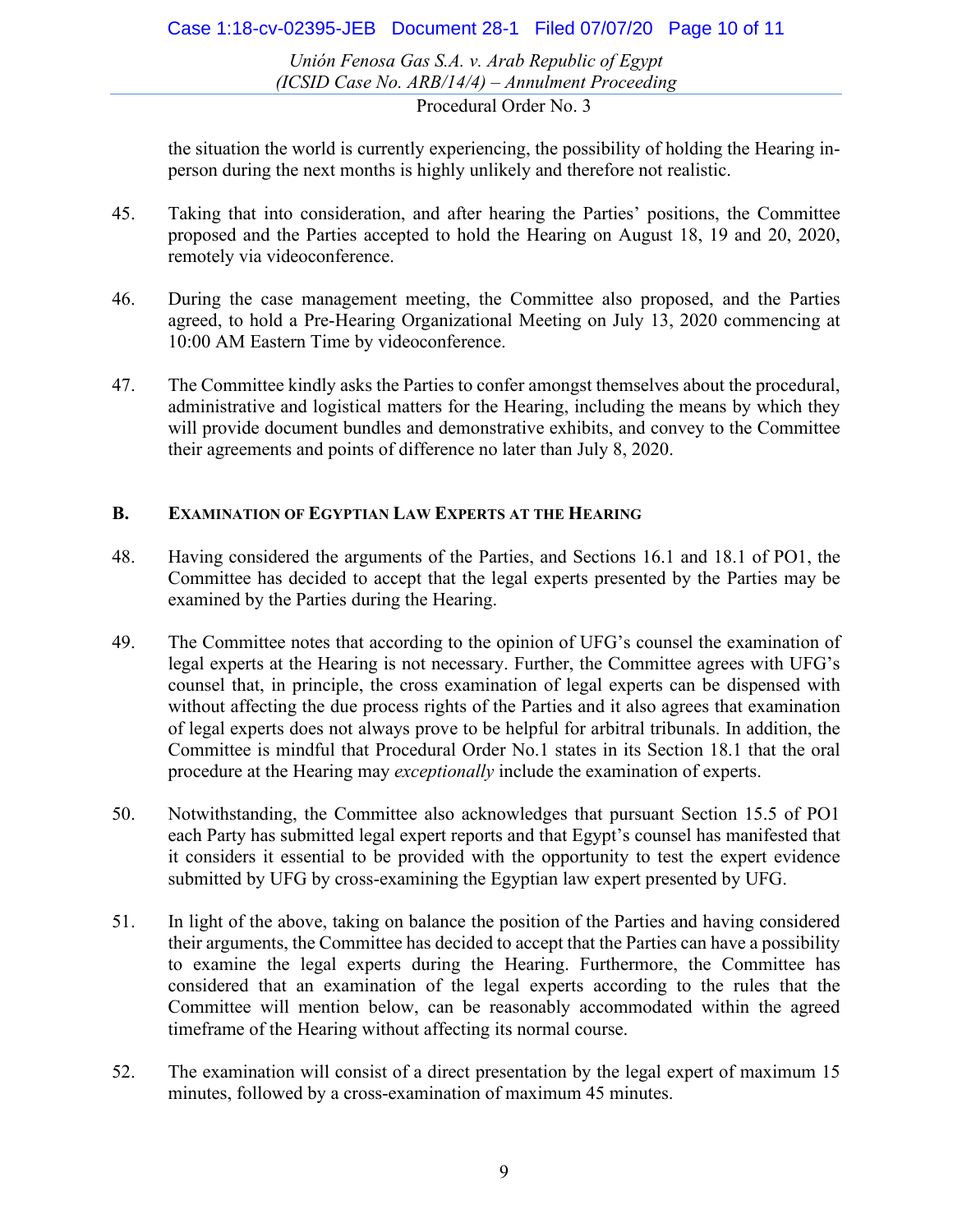the situation the world is currently experiencing, the possibility of holding the Hearing in-person during the next months is highly unlikely and therefore not realistic.

45. Taking that into consideration, and after hearing the Parties' positions, the Committee proposed and the Parties accepted to hold the Hearing on August 18, 19 and 20, 2020, remotely via videoconference.

46. During the case management meeting, the Committee also proposed, and the Parties agreed, to hold a Pre-Hearing Organizational Meeting on July 13, 2020 commencing at 10:00 AM Eastern Time by videoconference.

47. The Committee kindly asks the Parties to confer amongst themselves about the procedural, administrative and logistical matters for the Hearing, including the means by which they will provide document bundles and demonstrative exhibits, and convey to the Committee their agreements and points of difference no later than July 8, 2020.

## B. Examination of Egyptian Law Experts at the Hearing

48. Having considered the arguments of the Parties, and Sections 16.1 and 18.1 of PO1, the Committee has decided to accept that the legal experts presented by the Parties may be examined by the Parties during the Hearing.

49. The Committee notes that according to the opinion of UFG's counsel the examination of legal experts at the Hearing is not necessary. Further, the Committee agrees with UFG's counsel that, in principle, the cross examination of legal experts can be dispensed with without affecting the due process rights of the Parties and it also agrees that examination of legal experts does not always prove to be helpful for arbitral tribunals. In addition, the Committee is mindful that Procedural Order No.1 states in its Section 18.1 that the oral procedure at the Hearing may *exceptionally* include the examination of experts.

50. Notwithstanding, the Committee also acknowledges that pursuant Section 15.5 of PO1 each Party has submitted legal expert reports and that Egypt's counsel has manifested that it considers it essential to be provided with the opportunity to test the expert evidence submitted by UFG by cross-examining the Egyptian law expert presented by UFG.

51. In light of the above, taking on balance the position of the Parties and having considered their arguments, the Committee has decided to accept that the Parties can have a possibility to examine the legal experts during the Hearing. Furthermore, the Committee has considered that an examination of the legal experts according to the rules that the Committee will mention below, can be reasonably accommodated within the agreed timeframe of the Hearing without affecting its normal course.

52. The examination will consist of a direct presentation by the legal expert of maximum 15 minutes, followed by a cross-examination of maximum 45 minutes.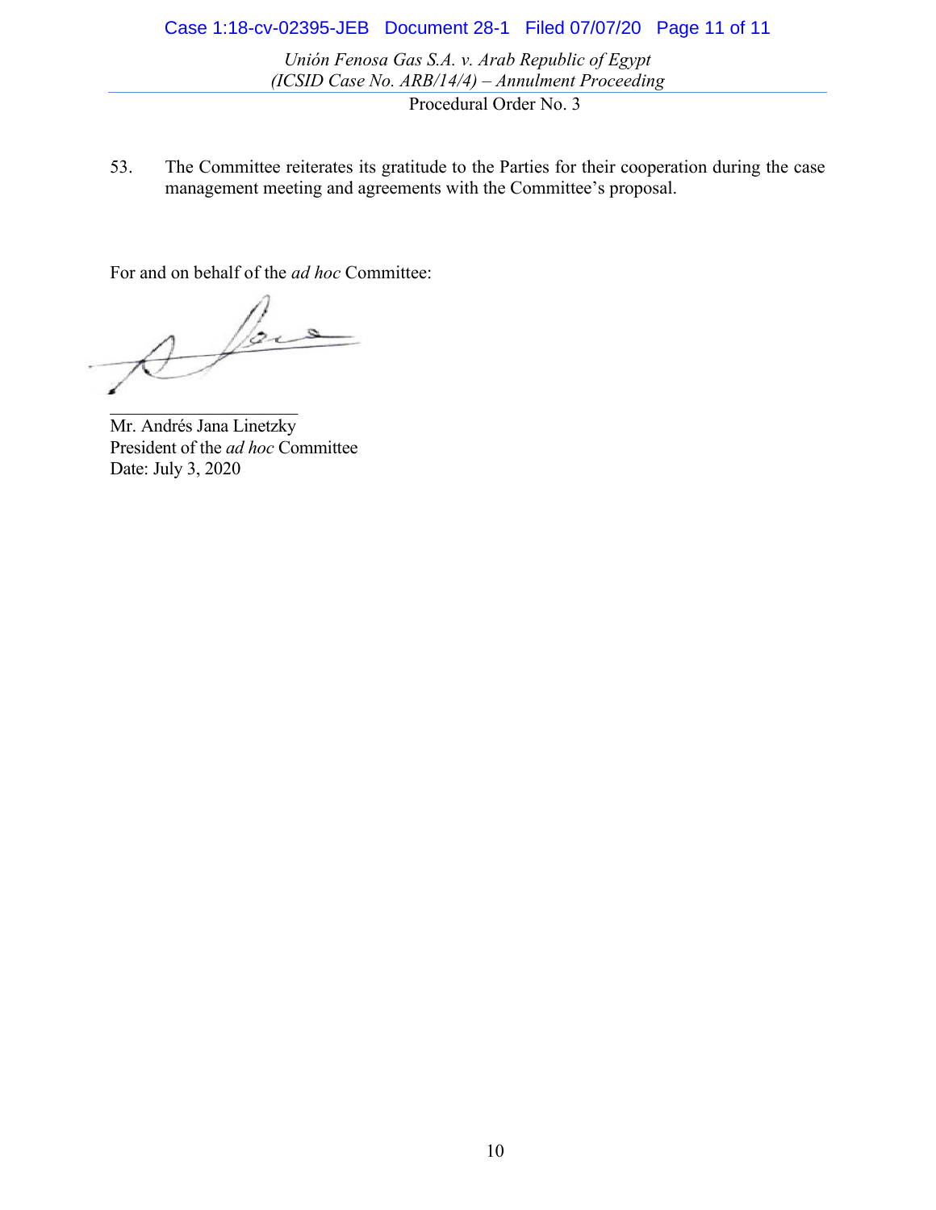53. The Committee reiterates its gratitude to the Parties for their cooperation during the case management meeting and agreements with the Committee's proposal.

For and on behalf of the *ad hoc* Committee:

\_\_\_\_\_\_\_\_\_\_\_\_\_\_\_\_\_\_\_\_\_\_\_\_

Mr. Andrés Jana Linetzky
President of the *ad hoc* Committee
Date: July 3, 2020